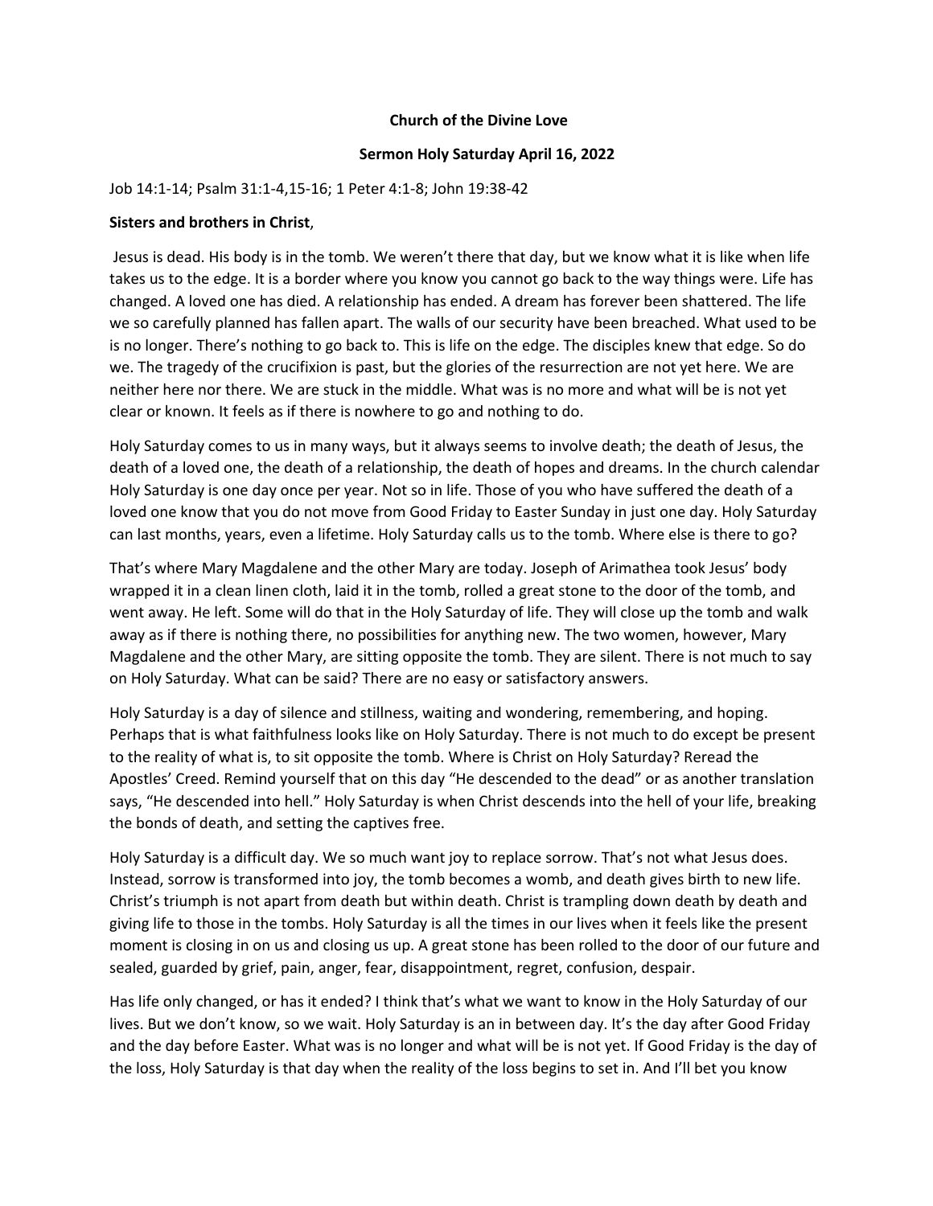**Church of the Divine Love**

**Sermon Holy Saturday April 16, 2022**

Job 14:1-14; Psalm 31:1-4,15-16; 1 Peter 4:1-8; John 19:38-42

**Sisters and brothers in Christ**,

Jesus is dead. His body is in the tomb. We weren't there that day, but we know what it is like when life takes us to the edge. It is a border where you know you cannot go back to the way things were. Life has changed. A loved one has died. A relationship has ended. A dream has forever been shattered. The life we so carefully planned has fallen apart. The walls of our security have been breached. What used to be is no longer. There's nothing to go back to. This is life on the edge. The disciples knew that edge. So do we. The tragedy of the crucifixion is past, but the glories of the resurrection are not yet here. We are neither here nor there. We are stuck in the middle. What was is no more and what will be is not yet clear or known. It feels as if there is nowhere to go and nothing to do.

Holy Saturday comes to us in many ways, but it always seems to involve death; the death of Jesus, the death of a loved one, the death of a relationship, the death of hopes and dreams. In the church calendar Holy Saturday is one day once per year. Not so in life. Those of you who have suffered the death of a loved one know that you do not move from Good Friday to Easter Sunday in just one day. Holy Saturday can last months, years, even a lifetime. Holy Saturday calls us to the tomb. Where else is there to go?

That's where Mary Magdalene and the other Mary are today. Joseph of Arimathea took Jesus' body wrapped it in a clean linen cloth, laid it in the tomb, rolled a great stone to the door of the tomb, and went away. He left. Some will do that in the Holy Saturday of life. They will close up the tomb and walk away as if there is nothing there, no possibilities for anything new. The two women, however, Mary Magdalene and the other Mary, are sitting opposite the tomb. They are silent. There is not much to say on Holy Saturday. What can be said? There are no easy or satisfactory answers.

Holy Saturday is a day of silence and stillness, waiting and wondering, remembering, and hoping. Perhaps that is what faithfulness looks like on Holy Saturday. There is not much to do except be present to the reality of what is, to sit opposite the tomb. Where is Christ on Holy Saturday? Reread the Apostles' Creed. Remind yourself that on this day "He descended to the dead" or as another translation says, "He descended into hell." Holy Saturday is when Christ descends into the hell of your life, breaking the bonds of death, and setting the captives free.

Holy Saturday is a difficult day. We so much want joy to replace sorrow. That's not what Jesus does. Instead, sorrow is transformed into joy, the tomb becomes a womb, and death gives birth to new life. Christ's triumph is not apart from death but within death. Christ is trampling down death by death and giving life to those in the tombs. Holy Saturday is all the times in our lives when it feels like the present moment is closing in on us and closing us up. A great stone has been rolled to the door of our future and sealed, guarded by grief, pain, anger, fear, disappointment, regret, confusion, despair.

Has life only changed, or has it ended? I think that's what we want to know in the Holy Saturday of our lives. But we don't know, so we wait. Holy Saturday is an in between day. It's the day after Good Friday and the day before Easter. What was is no longer and what will be is not yet. If Good Friday is the day of the loss, Holy Saturday is that day when the reality of the loss begins to set in. And I'll bet you know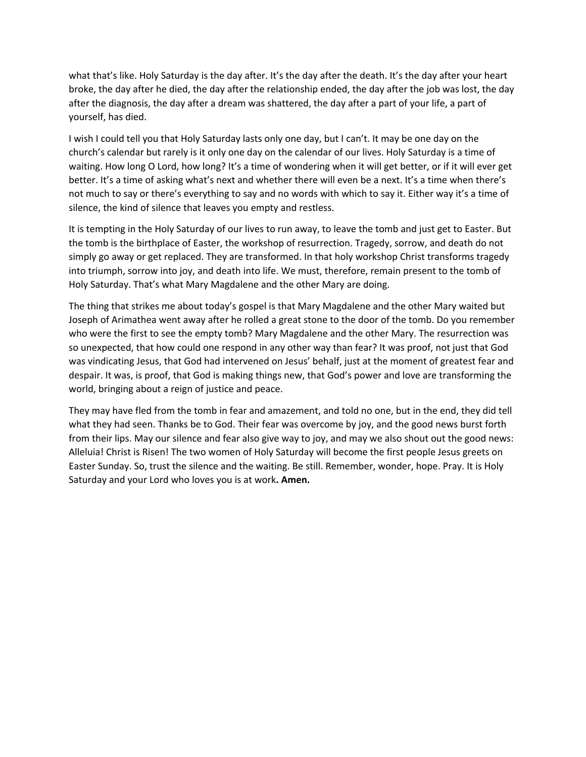what that's like. Holy Saturday is the day after. It's the day after the death. It's the day after your heart broke, the day after he died, the day after the relationship ended, the day after the job was lost, the day after the diagnosis, the day after a dream was shattered, the day after a part of your life, a part of yourself, has died.

I wish I could tell you that Holy Saturday lasts only one day, but I can't. It may be one day on the church's calendar but rarely is it only one day on the calendar of our lives. Holy Saturday is a time of waiting. How long O Lord, how long? It's a time of wondering when it will get better, or if it will ever get better. It's a time of asking what's next and whether there will even be a next. It's a time when there's not much to say or there's everything to say and no words with which to say it. Either way it's a time of silence, the kind of silence that leaves you empty and restless.

It is tempting in the Holy Saturday of our lives to run away, to leave the tomb and just get to Easter. But the tomb is the birthplace of Easter, the workshop of resurrection. Tragedy, sorrow, and death do not simply go away or get replaced. They are transformed. In that holy workshop Christ transforms tragedy into triumph, sorrow into joy, and death into life. We must, therefore, remain present to the tomb of Holy Saturday. That's what Mary Magdalene and the other Mary are doing.

The thing that strikes me about today's gospel is that Mary Magdalene and the other Mary waited but Joseph of Arimathea went away after he rolled a great stone to the door of the tomb. Do you remember who were the first to see the empty tomb? Mary Magdalene and the other Mary. The resurrection was so unexpected, that how could one respond in any other way than fear? It was proof, not just that God was vindicating Jesus, that God had intervened on Jesus' behalf, just at the moment of greatest fear and despair. It was, is proof, that God is making things new, that God's power and love are transforming the world, bringing about a reign of justice and peace.

They may have fled from the tomb in fear and amazement, and told no one, but in the end, they did tell what they had seen. Thanks be to God. Their fear was overcome by joy, and the good news burst forth from their lips. May our silence and fear also give way to joy, and may we also shout out the good news: Alleluia! Christ is Risen! The two women of Holy Saturday will become the first people Jesus greets on Easter Sunday. So, trust the silence and the waiting. Be still. Remember, wonder, hope. Pray. It is Holy Saturday and your Lord who loves you is at work**. Amen.**